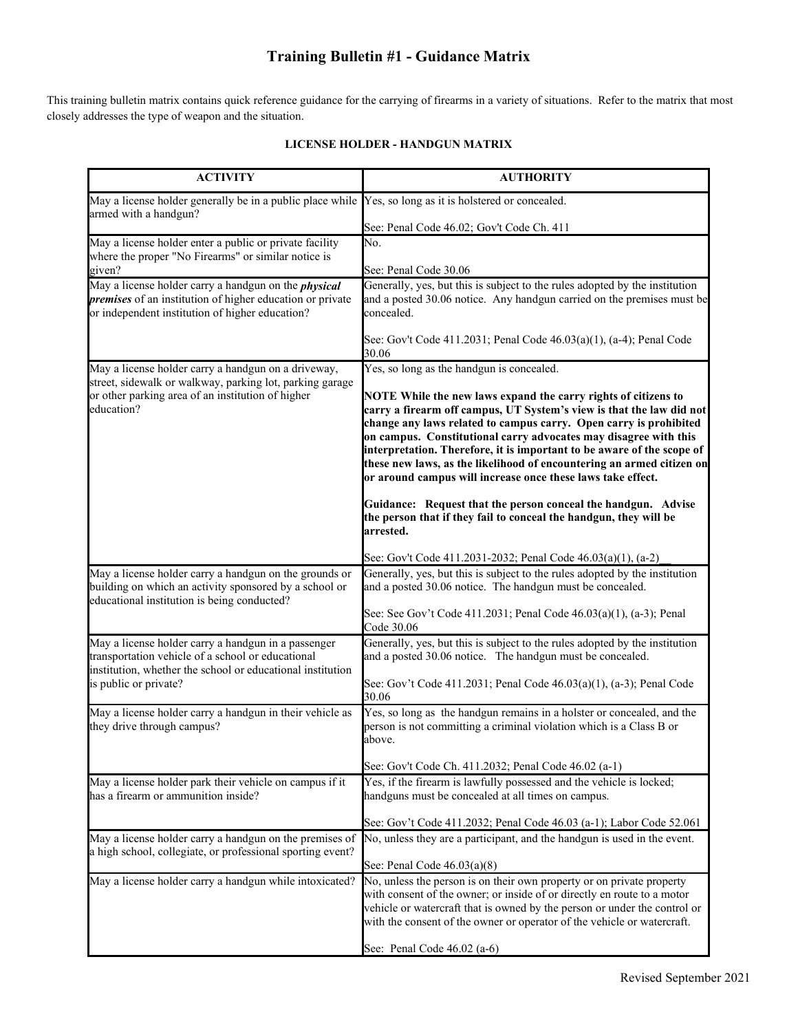# Training Bulletin #1 - Guidance Matrix

This training bulletin matrix contains quick reference guidance for the carrying of firearms in a variety of situations. Refer to the matrix that most closely addresses the type of weapon and the situation.

### LICENSE HOLDER - HANDGUN MATRIX

| ACTIVITY | AUTHORITY |
|---|---|
| May a license holder generally be in a public place while armed with a handgun? | Yes, so long as it is holstered or concealed.<br><br>See: Penal Code 46.02; Gov't Code Ch. 411 |
| May a license holder enter a public or private facility where the proper "No Firearms" or similar notice is given? | No.<br><br>See: Penal Code 30.06 |
| May a license holder carry a handgun on the ***physical premises*** of an institution of higher education or private or independent institution of higher education? | Generally, yes, but this is subject to the rules adopted by the institution and a posted 30.06 notice. Any handgun carried on the premises must be concealed.<br><br>See: Gov't Code 411.2031; Penal Code 46.03(a)(1), (a-4); Penal Code 30.06 |
| May a license holder carry a handgun on a driveway, street, sidewalk or walkway, parking lot, parking garage or other parking area of an institution of higher education? | Yes, so long as the handgun is concealed.<br><br>**NOTE While the new laws expand the carry rights of citizens to carry a firearm off campus, UT System's view is that the law did not change any laws related to campus carry. Open carry is prohibited on campus. Constitutional carry advocates may disagree with this interpretation. Therefore, it is important to be aware of the scope of these new laws, as the likelihood of encountering an armed citizen on or around campus will increase once these laws take effect.**<br><br>**Guidance: Request that the person conceal the handgun. Advise the person that if they fail to conceal the handgun, they will be arrested.**<br><br>See: Gov't Code 411.2031-2032; Penal Code 46.03(a)(1), (a-2) |
| May a license holder carry a handgun on the grounds or building on which an activity sponsored by a school or educational institution is being conducted? | Generally, yes, but this is subject to the rules adopted by the institution and a posted 30.06 notice. The handgun must be concealed.<br><br>See: See Gov't Code 411.2031; Penal Code 46.03(a)(1), (a-3); Penal Code 30.06 |
| May a license holder carry a handgun in a passenger transportation vehicle of a school or educational institution, whether the school or educational institution is public or private? | Generally, yes, but this is subject to the rules adopted by the institution and a posted 30.06 notice. The handgun must be concealed.<br><br>See: Gov't Code 411.2031; Penal Code 46.03(a)(1), (a-3); Penal Code 30.06 |
| May a license holder carry a handgun in their vehicle as they drive through campus? | Yes, so long as the handgun remains in a holster or concealed, and the person is not committing a criminal violation which is a Class B or above.<br><br>See: Gov't Code Ch. 411.2032; Penal Code 46.02 (a-1) |
| May a license holder park their vehicle on campus if it has a firearm or ammunition inside? | Yes, if the firearm is lawfully possessed and the vehicle is locked; handguns must be concealed at all times on campus.<br><br>See: Gov't Code 411.2032; Penal Code 46.03 (a-1); Labor Code 52.061 |
| May a license holder carry a handgun on the premises of a high school, collegiate, or professional sporting event? | No, unless they are a participant, and the handgun is used in the event.<br><br>See: Penal Code 46.03(a)(8) |
| May a license holder carry a handgun while intoxicated? | No, unless the person is on their own property or on private property with consent of the owner; or inside of or directly en route to a motor vehicle or watercraft that is owned by the person or under the control or with the consent of the owner or operator of the vehicle or watercraft.<br><br>See: Penal Code 46.02 (a-6) |

Revised September 2021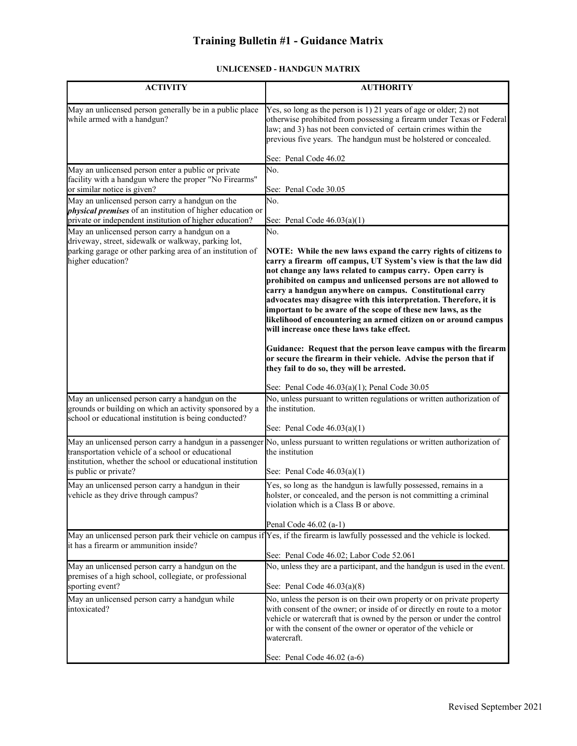# Training Bulletin #1 - Guidance Matrix

## UNLICENSED - HANDGUN MATRIX

| ACTIVITY | AUTHORITY |
|---|---|
| May an unlicensed person generally be in a public place while armed with a handgun? | Yes, so long as the person is 1) 21 years of age or older; 2) not otherwise prohibited from possessing a firearm under Texas or Federal law; and 3) has not been convicted of certain crimes within the previous five years. The handgun must be holstered or concealed.<br><br>See: Penal Code 46.02 |
| May an unlicensed person enter a public or private facility with a handgun where the proper "No Firearms" or similar notice is given? | No.<br><br>See: Penal Code 30.05 |
| May an unlicensed person carry a handgun on the ***physical premises*** of an institution of higher education or private or independent institution of higher education? | No.<br><br>See: Penal Code 46.03(a)(1) |
| May an unlicensed person carry a handgun on a driveway, street, sidewalk or walkway, parking lot, parking garage or other parking area of an institution of higher education? | No.<br><br>**NOTE: While the new laws expand the carry rights of citizens to carry a firearm off campus, UT System's view is that the law did not change any laws related to campus carry. Open carry is prohibited on campus and unlicensed persons are not allowed to carry a handgun anywhere on campus. Constitutional carry advocates may disagree with this interpretation. Therefore, it is important to be aware of the scope of these new laws, as the likelihood of encountering an armed citizen on or around campus will increase once these laws take effect.**<br><br>**Guidance: Request that the person leave campus with the firearm or secure the firearm in their vehicle. Advise the person that if they fail to do so, they will be arrested.**<br><br>See: Penal Code 46.03(a)(1); Penal Code 30.05 |
| May an unlicensed person carry a handgun on the grounds or building on which an activity sponsored by a school or educational institution is being conducted? | No, unless pursuant to written regulations or written authorization of the institution.<br><br>See: Penal Code 46.03(a)(1) |
| May an unlicensed person carry a handgun in a passenger transportation vehicle of a school or educational institution, whether the school or educational institution is public or private? | No, unless pursuant to written regulations or written authorization of the institution<br><br>See: Penal Code 46.03(a)(1) |
| May an unlicensed person carry a handgun in their vehicle as they drive through campus? | Yes, so long as the handgun is lawfully possessed, remains in a holster, or concealed, and the person is not committing a criminal violation which is a Class B or above.<br><br>Penal Code 46.02 (a-1) |
| May an unlicensed person park their vehicle on campus if it has a firearm or ammunition inside? | Yes, if the firearm is lawfully possessed and the vehicle is locked.<br><br>See: Penal Code 46.02; Labor Code 52.061 |
| May an unlicensed person carry a handgun on the premises of a high school, collegiate, or professional sporting event? | No, unless they are a participant, and the handgun is used in the event.<br><br>See: Penal Code 46.03(a)(8) |
| May an unlicensed person carry a handgun while intoxicated? | No, unless the person is on their own property or on private property with consent of the owner; or inside of or directly en route to a motor vehicle or watercraft that is owned by the person or under the control or with the consent of the owner or operator of the vehicle or watercraft.<br><br>See: Penal Code 46.02 (a-6) |

Revised September 2021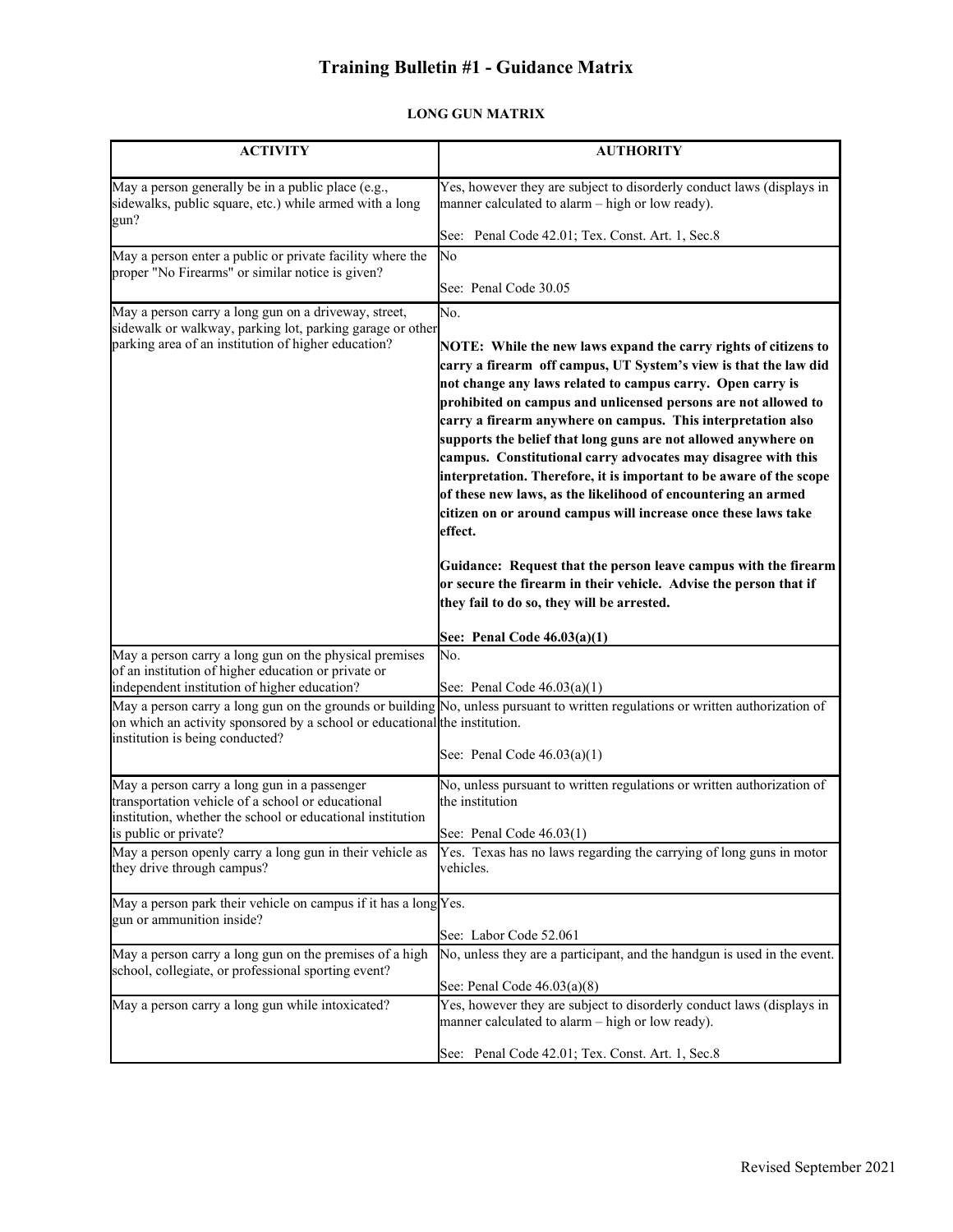# Training Bulletin #1 - Guidance Matrix

## LONG GUN MATRIX

| ACTIVITY | AUTHORITY |
|---|---|
| May a person generally be in a public place (e.g., sidewalks, public square, etc.) while armed with a long gun? | Yes, however they are subject to disorderly conduct laws (displays in manner calculated to alarm – high or low ready).<br><br>See: Penal Code 42.01; Tex. Const. Art. 1, Sec.8 |
| May a person enter a public or private facility where the proper "No Firearms" or similar notice is given? | No<br><br>See: Penal Code 30.05 |
| May a person carry a long gun on a driveway, street, sidewalk or walkway, parking lot, parking garage or other parking area of an institution of higher education? | No.<br><br>**NOTE: While the new laws expand the carry rights of citizens to carry a firearm off campus, UT System's view is that the law did not change any laws related to campus carry. Open carry is prohibited on campus and unlicensed persons are not allowed to carry a firearm anywhere on campus. This interpretation also supports the belief that long guns are not allowed anywhere on campus. Constitutional carry advocates may disagree with this interpretation. Therefore, it is important to be aware of the scope of these new laws, as the likelihood of encountering an armed citizen on or around campus will increase once these laws take effect.**<br><br>**Guidance: Request that the person leave campus with the firearm or secure the firearm in their vehicle. Advise the person that if they fail to do so, they will be arrested.**<br><br>**See: Penal Code 46.03(a)(1)** |
| May a person carry a long gun on the physical premises of an institution of higher education or private or independent institution of higher education? | No.<br><br>See: Penal Code 46.03(a)(1) |
| May a person carry a long gun on the grounds or building on which an activity sponsored by a school or educational institution is being conducted? | No, unless pursuant to written regulations or written authorization of the institution.<br><br>See: Penal Code 46.03(a)(1) |
| May a person carry a long gun in a passenger transportation vehicle of a school or educational institution, whether the school or educational institution is public or private? | No, unless pursuant to written regulations or written authorization of the institution<br><br>See: Penal Code 46.03(1) |
| May a person openly carry a long gun in their vehicle as they drive through campus? | Yes. Texas has no laws regarding the carrying of long guns in motor vehicles. |
| May a person park their vehicle on campus if it has a long gun or ammunition inside? | Yes.<br><br>See: Labor Code 52.061 |
| May a person carry a long gun on the premises of a high school, collegiate, or professional sporting event? | No, unless they are a participant, and the handgun is used in the event.<br><br>See: Penal Code 46.03(a)(8) |
| May a person carry a long gun while intoxicated? | Yes, however they are subject to disorderly conduct laws (displays in manner calculated to alarm – high or low ready).<br><br>See: Penal Code 42.01; Tex. Const. Art. 1, Sec.8 |

Revised September 2021